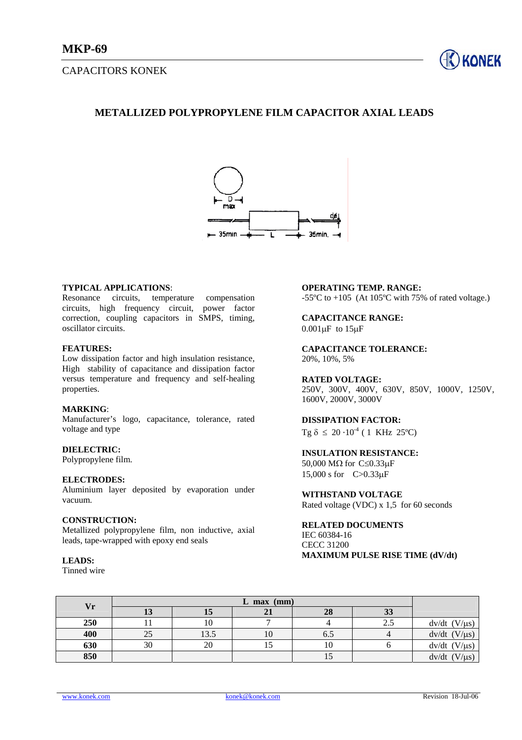# MKP-69

CAPACITORS KONEK

## METALLIZED POLYPROPYLENE FILM CAPACITOR AXIAL LEADS

**TYPICAL APPLICATIONS**:
Resonance circuits, temperature compensation circuits, high frequency circuit, power factor correction, coupling capacitors in SMPS, timing, oscillator circuits.

**FEATURES:**
Low dissipation factor and high insulation resistance, High stability of capacitance and dissipation factor versus temperature and frequency and self-healing properties.

**MARKING**:
Manufacturer's logo, capacitance, tolerance, rated voltage and type

**DIELECTRIC:**
Polypropylene film.

**ELECTRODES:**
Aluminium layer deposited by evaporation under vacuum.

**CONSTRUCTION:**
Metallized polypropylene film, non inductive, axial leads, tape-wrapped with epoxy end seals

**LEADS:**
Tinned wire

**OPERATING TEMP. RANGE:**
-55ºC to +105 (At 105ºC with 75% of rated voltage.)

**CAPACITANCE RANGE:**
0.001μF to 15μF

**CAPACITANCE TOLERANCE:**
20%, 10%, 5%

**RATED VOLTAGE:**
250V, 300V, 400V, 630V, 850V, 1000V, 1250V, 1600V, 2000V, 3000V

**DISSIPATION FACTOR:**
Tg $\delta \leq 20 \cdot 10^{-4}$ ( 1 KHz 25ºC)

**INSULATION RESISTANCE:**
50,000 MΩ for C≤0.33μF
15,000 s for C>0.33μF

**WITHSTAND VOLTAGE**
Rated voltage (VDC) x 1,5 for 60 seconds

**RELATED DOCUMENTS**
IEC 60384-16
CECC 31200

**MAXIMUM PULSE RISE TIME (dV/dt)**

| Vr | L max (mm) | | | | | |
|---|---|---|---|---|---|---|
| | **13** | **15** | **21** | **28** | **33** | |
| **250** | 11 | 10 | 7 | 4 | 2.5 | dv/dt (V/μs) |
| **400** | 25 | 13.5 | 10 | 6.5 | 4 | dv/dt (V/μs) |
| **630** | 30 | 20 | 15 | 10 | 6 | dv/dt (V/μs) |
| **850** | | | | 15 | | dv/dt (V/μs) |

www.konek.com konek@konek.com Revision 18-Jul-06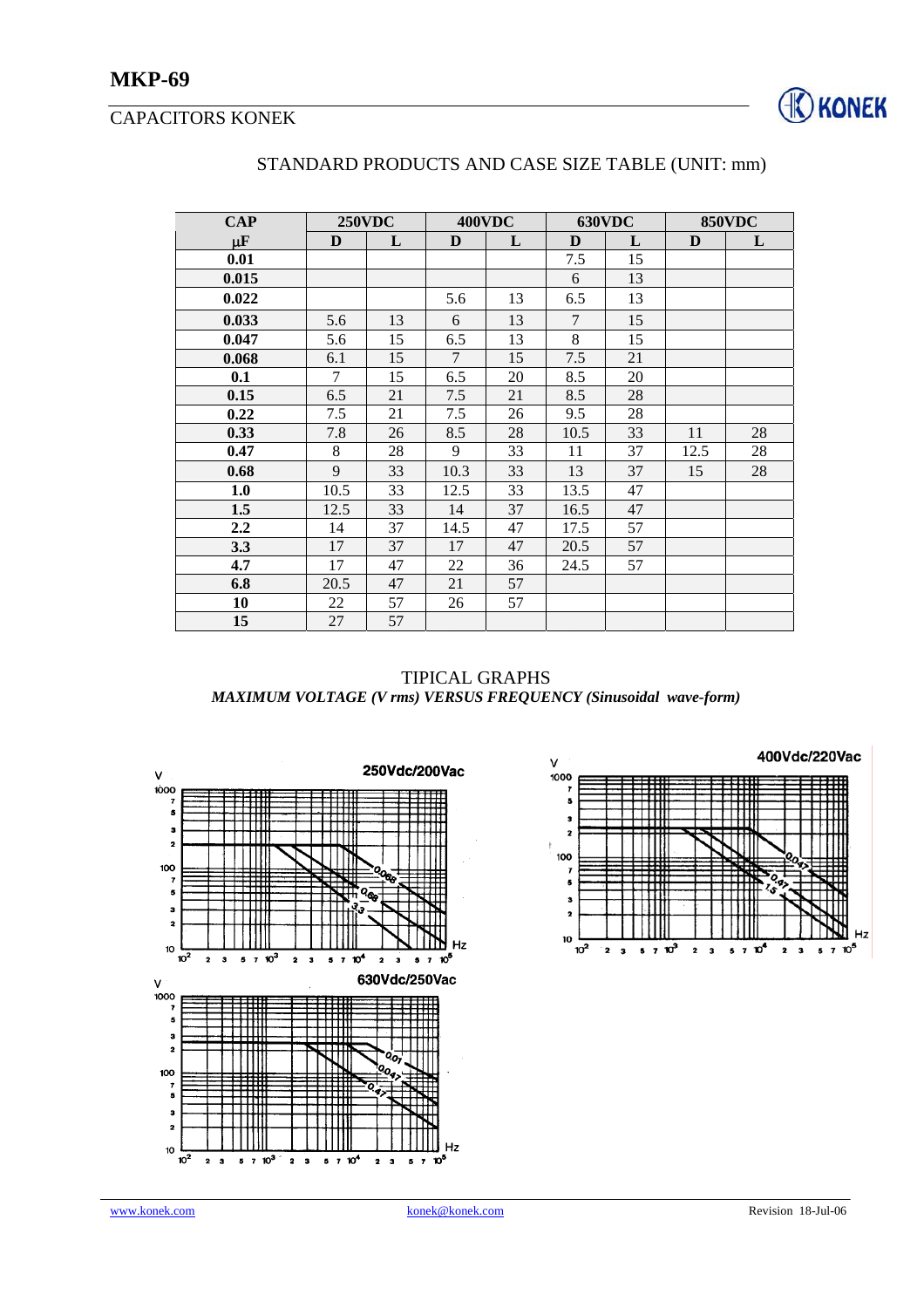# MKP-69

CAPACITORS KONEK

## STANDARD PRODUCTS AND CASE SIZE TABLE (UNIT: mm)

| CAP | 250VDC | | 400VDC | | 630VDC | | 850VDC | |
|---|---|---|---|---|---|---|---|---|
| μF | D | L | D | L | D | L | D | L |
| 0.01 | | | | | 7.5 | 15 | | |
| 0.015 | | | | | 6 | 13 | | |
| 0.022 | | | 5.6 | 13 | 6.5 | 13 | | |
| 0.033 | 5.6 | 13 | 6 | 13 | 7 | 15 | | |
| 0.047 | 5.6 | 15 | 6.5 | 13 | 8 | 15 | | |
| 0.068 | 6.1 | 15 | 7 | 15 | 7.5 | 21 | | |
| 0.1 | 7 | 15 | 6.5 | 20 | 8.5 | 20 | | |
| 0.15 | 6.5 | 21 | 7.5 | 21 | 8.5 | 28 | | |
| 0.22 | 7.5 | 21 | 7.5 | 26 | 9.5 | 28 | | |
| 0.33 | 7.8 | 26 | 8.5 | 28 | 10.5 | 33 | 11 | 28 |
| 0.47 | 8 | 28 | 9 | 33 | 11 | 37 | 12.5 | 28 |
| 0.68 | 9 | 33 | 10.3 | 33 | 13 | 37 | 15 | 28 |
| 1.0 | 10.5 | 33 | 12.5 | 33 | 13.5 | 47 | | |
| 1.5 | 12.5 | 33 | 14 | 37 | 16.5 | 47 | | |
| 2.2 | 14 | 37 | 14.5 | 47 | 17.5 | 57 | | |
| 3.3 | 17 | 37 | 17 | 47 | 20.5 | 57 | | |
| 4.7 | 17 | 47 | 22 | 36 | 24.5 | 57 | | |
| 6.8 | 20.5 | 47 | 21 | 57 | | | | |
| 10 | 22 | 57 | 26 | 57 | | | | |
| 15 | 27 | 57 | | | | | | |

## TIPICAL GRAPHS

***MAXIMUM VOLTAGE (V rms) VERSUS FREQUENCY (Sinusoidal wave-form)***

250Vdc/200Vac

V

1000 7 5 3 2 100 7 5 3 2 10

0.068

0.68

3.3

Hz

$10^2$ 2 3 5 7 $10^3$ 2 3 5 7 $10^4$ 2 3 5 7 $10^5$

400Vdc/220Vac

V

1000 7 5 3 2 100 7 5 3 2 10

0.047

0.47

1.5

Hz

$10^2$ 2 3 5 7 $10^3$ 2 3 5 7 $10^4$ 2 3 5 7 $10^5$

630Vdc/250Vac

V

1000 7 5 3 2 100 7 5 3 2 10

0.01

0.047

0.47

Hz

$10^2$ 2 3 5 7 $10^3$ 2 3 5 7 $10^4$ 2 3 5 7 $10^5$

www.konek.com konek@konek.com Revision 18-Jul-06